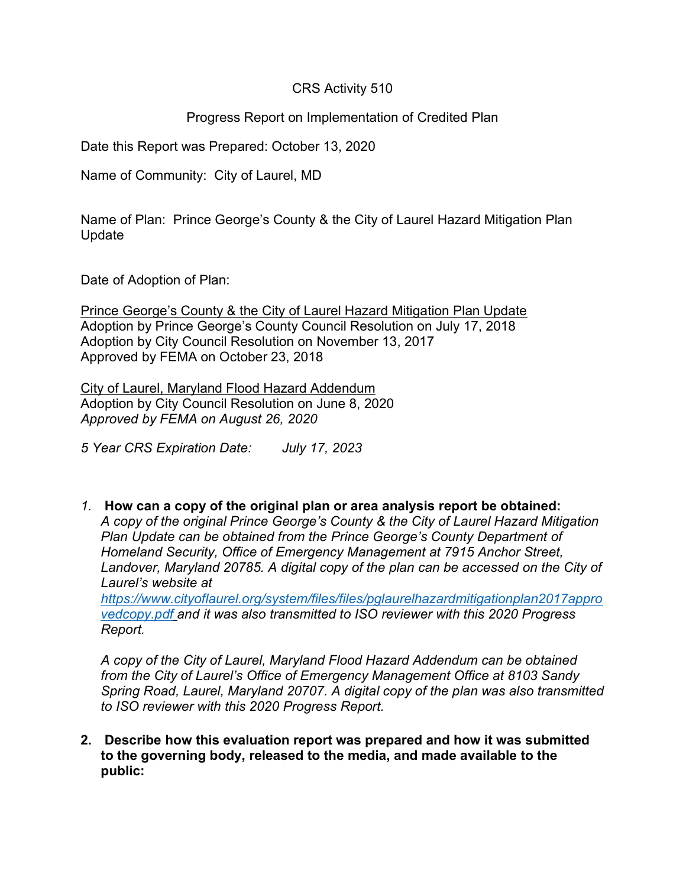CRS Activity 510

Progress Report on Implementation of Credited Plan

Date this Report was Prepared: October 13, 2020

Name of Community: City of Laurel, MD

Name of Plan: Prince George's County & the City of Laurel Hazard Mitigation Plan Update

Date of Adoption of Plan:

<u>Prince George's County & the City of Laurel Hazard Mitigation Plan Update</u>
Adoption by Prince George's County Council Resolution on July 17, 2018
Adoption by City Council Resolution on November 13, 2017
Approved by FEMA on October 23, 2018

<u>City of Laurel, Maryland Flood Hazard Addendum</u>
Adoption by City Council Resolution on June 8, 2020
*Approved by FEMA on August 26, 2020*

*5 Year CRS Expiration Date: July 17, 2023*

1. **How can a copy of the original plan or area analysis report be obtained:**
   *A copy of the original Prince George's County & the City of Laurel Hazard Mitigation Plan Update can be obtained from the Prince George's County Department of Homeland Security, Office of Emergency Management at 7915 Anchor Street, Landover, Maryland 20785. A digital copy of the plan can be accessed on the City of Laurel's website at [https://www.cityoflaurel.org/system/files/files/pglaurelhazardmitigationplan2017approvedcopy.pdf](https://www.cityoflaurel.org/system/files/files/pglaurelhazardmitigationplan2017approvedcopy.pdf) and it was also transmitted to ISO reviewer with this 2020 Progress Report.*

   *A copy of the City of Laurel, Maryland Flood Hazard Addendum can be obtained from the City of Laurel's Office of Emergency Management Office at 8103 Sandy Spring Road, Laurel, Maryland 20707. A digital copy of the plan was also transmitted to ISO reviewer with this 2020 Progress Report.*

2. **Describe how this evaluation report was prepared and how it was submitted to the governing body, released to the media, and made available to the public:**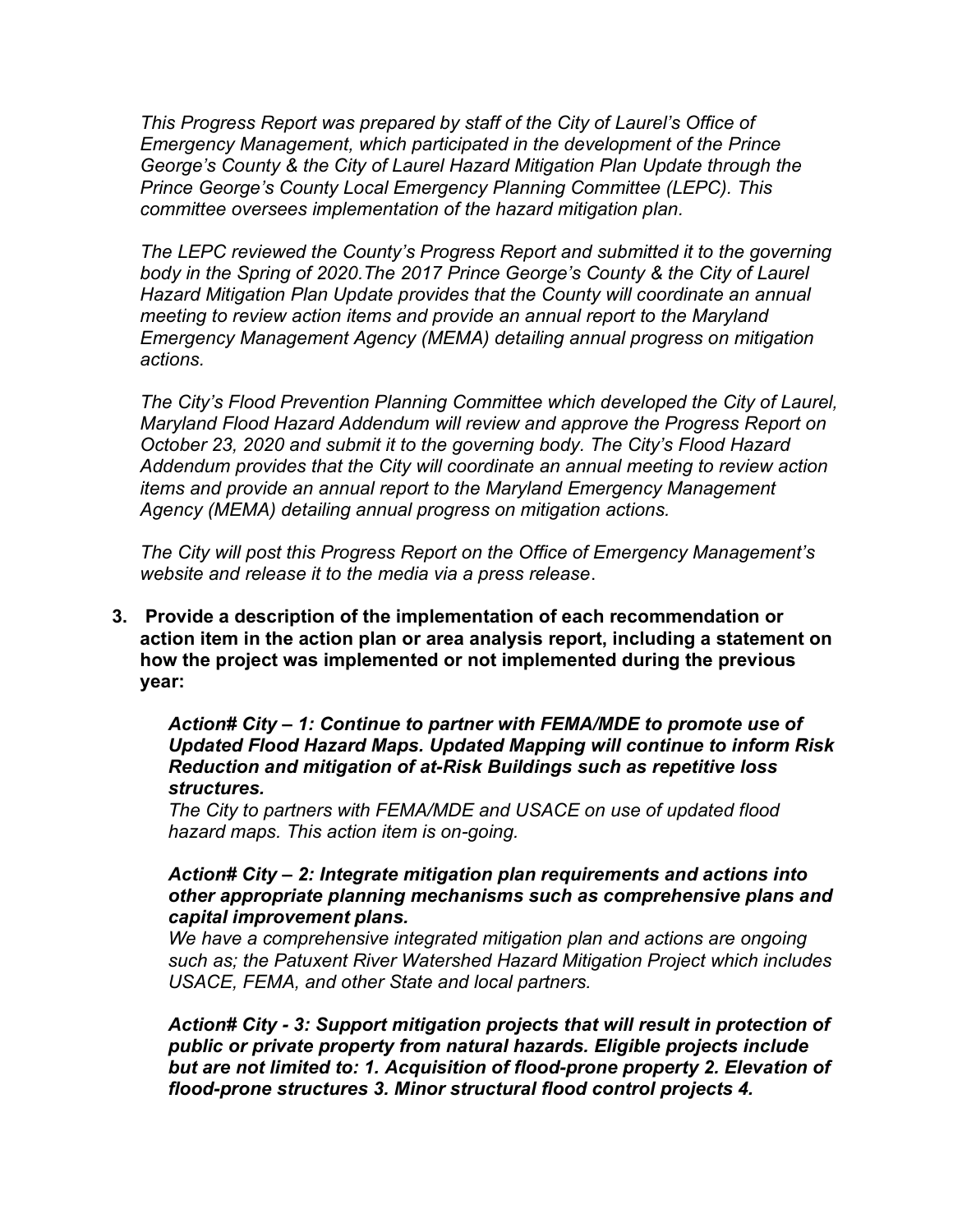*This Progress Report was prepared by staff of the City of Laurel's Office of Emergency Management, which participated in the development of the Prince George's County & the City of Laurel Hazard Mitigation Plan Update through the Prince George's County Local Emergency Planning Committee (LEPC). This committee oversees implementation of the hazard mitigation plan.*

*The LEPC reviewed the County's Progress Report and submitted it to the governing body in the Spring of 2020.The 2017 Prince George's County & the City of Laurel Hazard Mitigation Plan Update provides that the County will coordinate an annual meeting to review action items and provide an annual report to the Maryland Emergency Management Agency (MEMA) detailing annual progress on mitigation actions.*

*The City's Flood Prevention Planning Committee which developed the City of Laurel, Maryland Flood Hazard Addendum will review and approve the Progress Report on October 23, 2020 and submit it to the governing body. The City's Flood Hazard Addendum provides that the City will coordinate an annual meeting to review action items and provide an annual report to the Maryland Emergency Management Agency (MEMA) detailing annual progress on mitigation actions.*

*The City will post this Progress Report on the Office of Emergency Management's website and release it to the media via a press release*.

**3. Provide a description of the implementation of each recommendation or action item in the action plan or area analysis report, including a statement on how the project was implemented or not implemented during the previous year:**

***Action# City – 1: Continue to partner with FEMA/MDE to promote use of Updated Flood Hazard Maps. Updated Mapping will continue to inform Risk Reduction and mitigation of at-Risk Buildings such as repetitive loss structures.***
*The City to partners with FEMA/MDE and USACE on use of updated flood hazard maps. This action item is on-going.*

***Action# City – 2: Integrate mitigation plan requirements and actions into other appropriate planning mechanisms such as comprehensive plans and capital improvement plans.***
*We have a comprehensive integrated mitigation plan and actions are ongoing such as; the Patuxent River Watershed Hazard Mitigation Project which includes USACE, FEMA, and other State and local partners.*

***Action# City - 3: Support mitigation projects that will result in protection of public or private property from natural hazards. Eligible projects include but are not limited to: 1. Acquisition of flood-prone property 2. Elevation of flood-prone structures 3. Minor structural flood control projects 4.***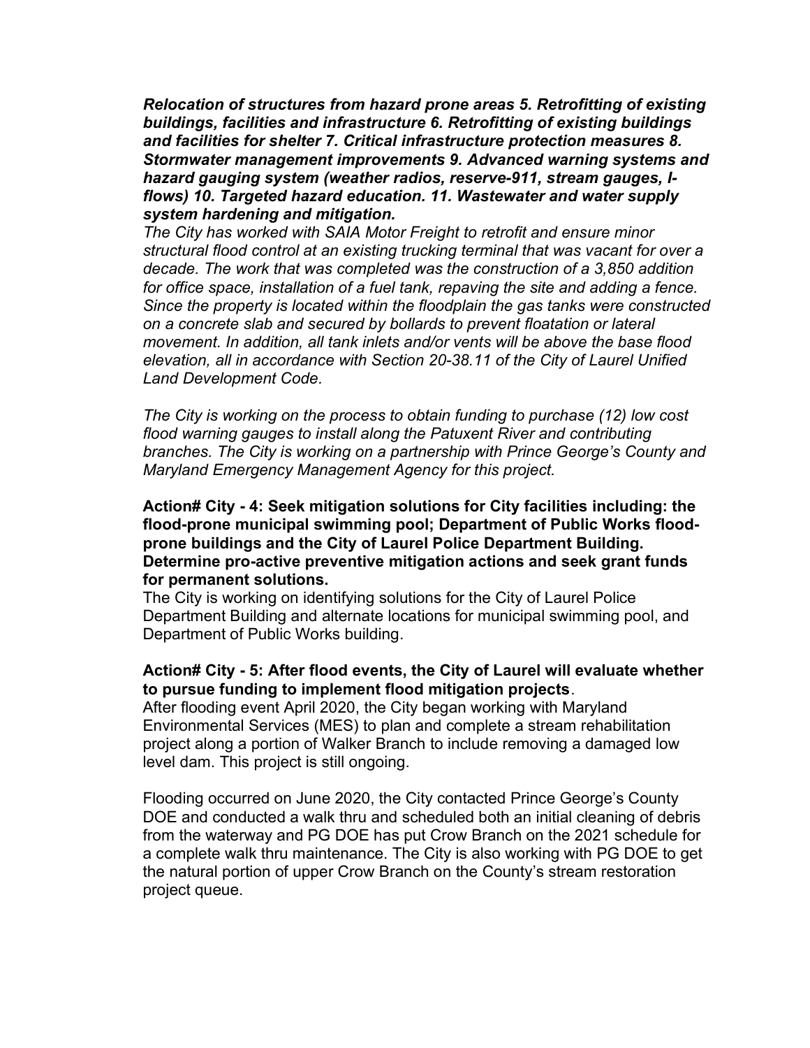***Relocation of structures from hazard prone areas 5. Retrofitting of existing buildings, facilities and infrastructure 6. Retrofitting of existing buildings and facilities for shelter 7. Critical infrastructure protection measures 8. Stormwater management improvements 9. Advanced warning systems and hazard gauging system (weather radios, reserve-911, stream gauges, I-flows) 10. Targeted hazard education. 11. Wastewater and water supply system hardening and mitigation.***

*The City has worked with SAIA Motor Freight to retrofit and ensure minor structural flood control at an existing trucking terminal that was vacant for over a decade. The work that was completed was the construction of a 3,850 addition for office space, installation of a fuel tank, repaving the site and adding a fence. Since the property is located within the floodplain the gas tanks were constructed on a concrete slab and secured by bollards to prevent floatation or lateral movement. In addition, all tank inlets and/or vents will be above the base flood elevation, all in accordance with Section 20-38.11 of the City of Laurel Unified Land Development Code.*

*The City is working on the process to obtain funding to purchase (12) low cost flood warning gauges to install along the Patuxent River and contributing branches. The City is working on a partnership with Prince George's County and Maryland Emergency Management Agency for this project.*

**Action# City - 4: Seek mitigation solutions for City facilities including: the flood-prone municipal swimming pool; Department of Public Works flood-prone buildings and the City of Laurel Police Department Building. Determine pro-active preventive mitigation actions and seek grant funds for permanent solutions.**

The City is working on identifying solutions for the City of Laurel Police Department Building and alternate locations for municipal swimming pool, and Department of Public Works building.

**Action# City - 5: After flood events, the City of Laurel will evaluate whether to pursue funding to implement flood mitigation projects**.

After flooding event April 2020, the City began working with Maryland Environmental Services (MES) to plan and complete a stream rehabilitation project along a portion of Walker Branch to include removing a damaged low level dam. This project is still ongoing.

Flooding occurred on June 2020, the City contacted Prince George's County DOE and conducted a walk thru and scheduled both an initial cleaning of debris from the waterway and PG DOE has put Crow Branch on the 2021 schedule for a complete walk thru maintenance. The City is also working with PG DOE to get the natural portion of upper Crow Branch on the County's stream restoration project queue.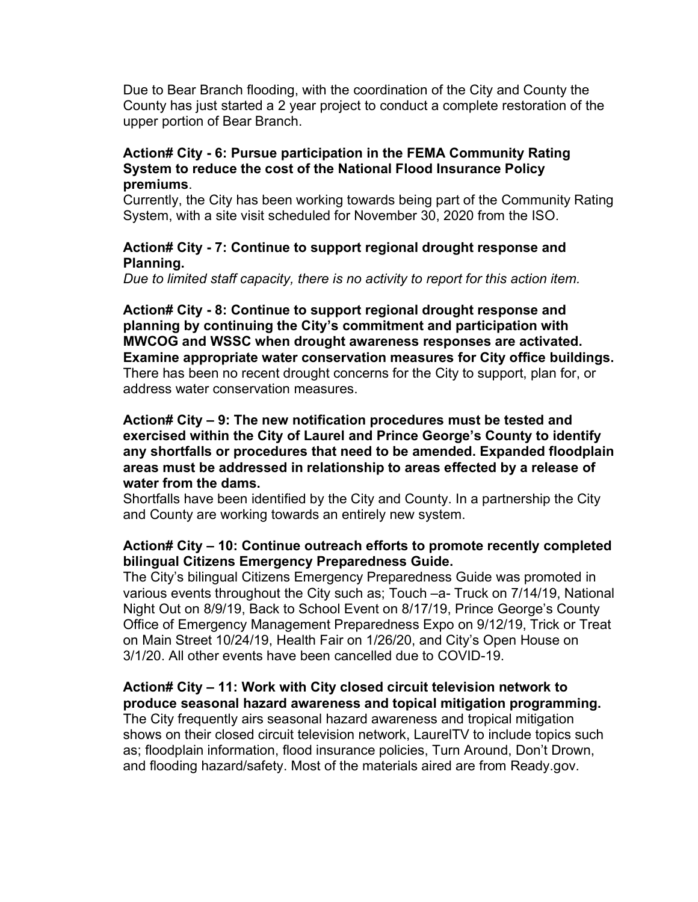Due to Bear Branch flooding, with the coordination of the City and County the County has just started a 2 year project to conduct a complete restoration of the upper portion of Bear Branch.

**Action# City - 6: Pursue participation in the FEMA Community Rating System to reduce the cost of the National Flood Insurance Policy premiums**.

Currently, the City has been working towards being part of the Community Rating System, with a site visit scheduled for November 30, 2020 from the ISO.

**Action# City - 7: Continue to support regional drought response and Planning.**

*Due to limited staff capacity, there is no activity to report for this action item.*

**Action# City - 8: Continue to support regional drought response and planning by continuing the City's commitment and participation with MWCOG and WSSC when drought awareness responses are activated. Examine appropriate water conservation measures for City office buildings.**

There has been no recent drought concerns for the City to support, plan for, or address water conservation measures.

**Action# City – 9: The new notification procedures must be tested and exercised within the City of Laurel and Prince George's County to identify any shortfalls or procedures that need to be amended. Expanded floodplain areas must be addressed in relationship to areas effected by a release of water from the dams.**

Shortfalls have been identified by the City and County. In a partnership the City and County are working towards an entirely new system.

**Action# City – 10: Continue outreach efforts to promote recently completed bilingual Citizens Emergency Preparedness Guide.**

The City's bilingual Citizens Emergency Preparedness Guide was promoted in various events throughout the City such as; Touch –a- Truck on 7/14/19, National Night Out on 8/9/19, Back to School Event on 8/17/19, Prince George's County Office of Emergency Management Preparedness Expo on 9/12/19, Trick or Treat on Main Street 10/24/19, Health Fair on 1/26/20, and City's Open House on 3/1/20. All other events have been cancelled due to COVID-19.

**Action# City – 11: Work with City closed circuit television network to produce seasonal hazard awareness and topical mitigation programming.**

The City frequently airs seasonal hazard awareness and tropical mitigation shows on their closed circuit television network, LaurelTV to include topics such as; floodplain information, flood insurance policies, Turn Around, Don't Drown, and flooding hazard/safety. Most of the materials aired are from Ready.gov.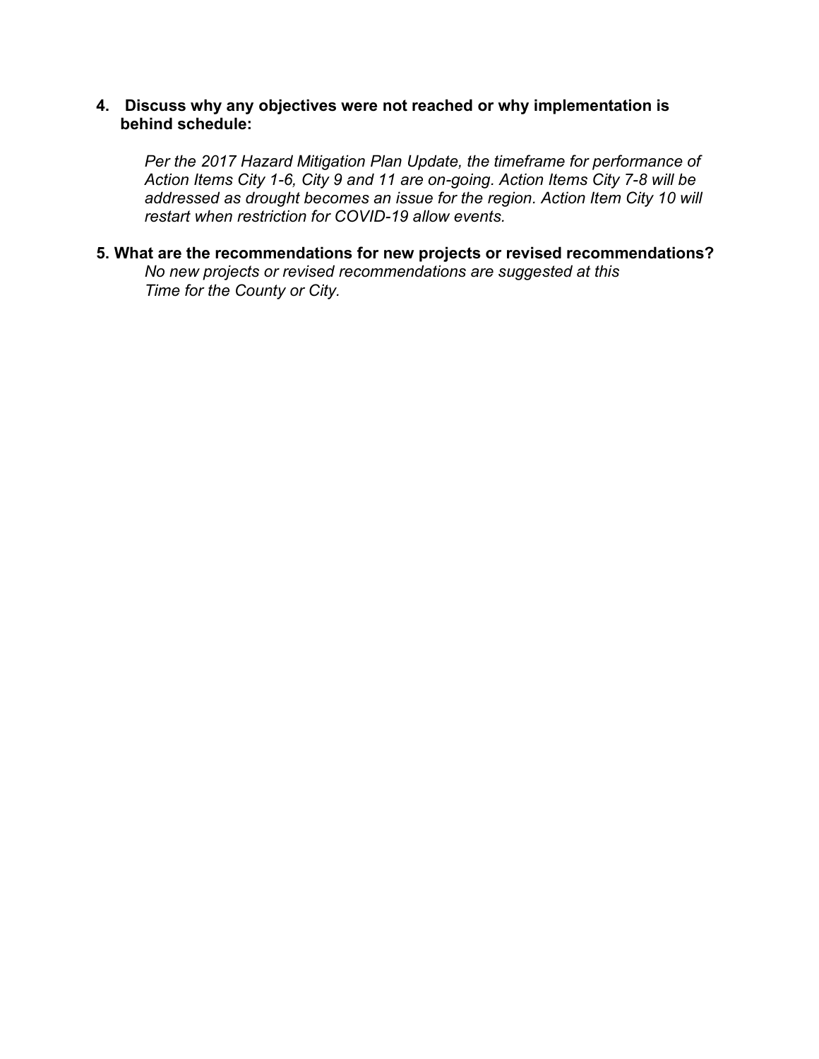**4. Discuss why any objectives were not reached or why implementation is behind schedule:**

*Per the 2017 Hazard Mitigation Plan Update, the timeframe for performance of Action Items City 1-6, City 9 and 11 are on-going. Action Items City 7-8 will be addressed as drought becomes an issue for the region. Action Item City 10 will restart when restriction for COVID-19 allow events.*

**5. What are the recommendations for new projects or revised recommendations?**

*No new projects or revised recommendations are suggested at this Time for the County or City.*